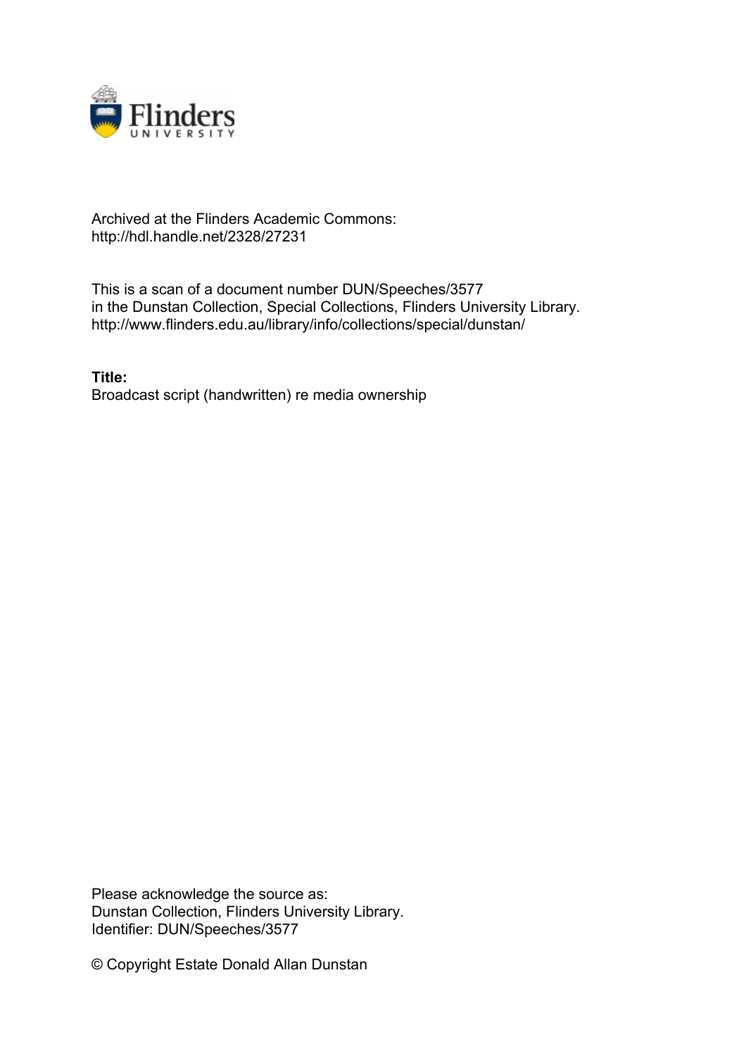Archived at the Flinders Academic Commons:
http://hdl.handle.net/2328/27231

This is a scan of a document number DUN/Speeches/3577
in the Dunstan Collection, Special Collections, Flinders University Library.
http://www.flinders.edu.au/library/info/collections/special/dunstan/

**Title:**
Broadcast script (handwritten) re media ownership

Please acknowledge the source as:
Dunstan Collection, Flinders University Library.
Identifier: DUN/Speeches/3577

© Copyright Estate Donald Allan Dunstan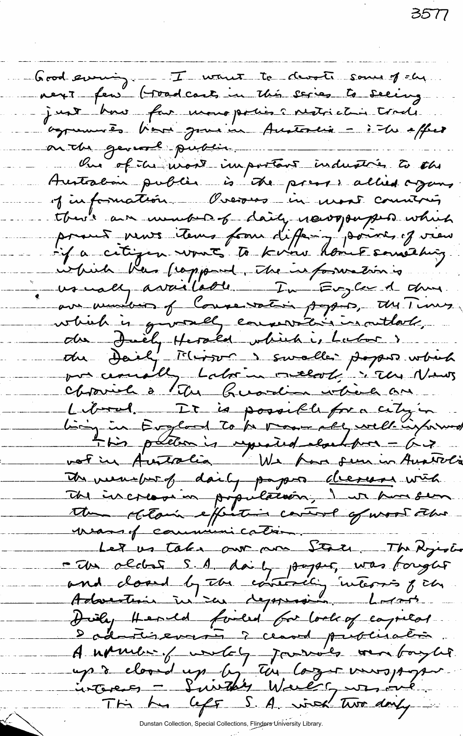Good evening. I want to devote some of the next few broadcasts in this series to seeing just how far monopolies & restrictive trade agreements have gone in Australia – & the effect on the general public.

One of the most important industries to the Australian public is the press & allied organs of information. Overseas in most countries there are a number of daily newspapers which present news items from differing points of view – if a citizen wants to know about something which has happened, the information is usually available. In England there are numbers of Conservative papers, the Times which is generally conservative in outlook, the Daily Herald which is Labor & the Daily Mirror & smaller papers which are usually Labor in outlook, & the News Chronicle & the Guardian which are Liberal. It is possible for a citizen living in England to be reasonably well-informed. This position is repeated elsewhere – but not in Australia. We have seen in Australia the number of daily papers decrease with the increase in population, & we have seen them obtain effective control of most other means of communication.

Let us take our own State. The Register – the oldest S.A. daily paper, was bought and closed by the controlling interests of the Advertiser in the depression. Labor's Daily Herald failed for lack of capital & advertisements & ceased publication. A number of weekly journals were bought up & closed up by the larger newspaper interests – Smith's Weekly was one. This has left S.A. with two daily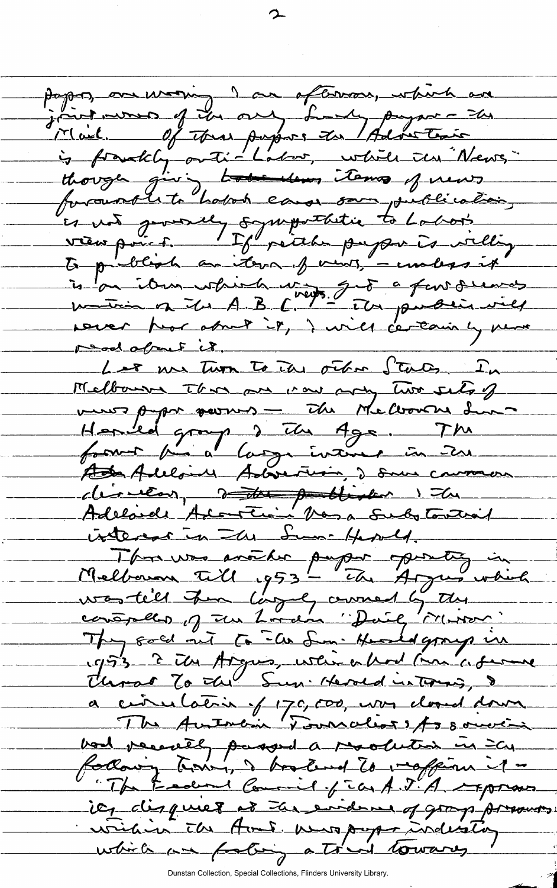papers, one morning & one afternoon, which are joint owners of the only Sunday paper - the Mail. Of these papers the Advertiser is frankly anti-Labor, while the News though giving items of news favourable to Labor cause some publication, is not generally sympathetic to Labor's viewpoint. If neither paper is willing to publish an item of news, - unless it is an item which may get a few sentences written on the A.B.C. news - the public will never hear about it, & will certainly never read about it.

Let me turn to the other States. In Melbourne there are now only two sets of newspaper owners - the Melbourne Sun-Herald group & the Age. The former has a large interest in the Adelaide Advertiser, & some common directors, & the Adelaide Advertiser has a substantial interest in the Sun-Herald.

There was another paper operating in Melbourne till 1953 - the Argus which was till then largely owned by the controllers of the London "Daily Mirror". They sold out to the Sun-Herald group in 1953 & the Argus, which had been a former threat to the Sun-Herald interests, & a circulation of 170,000, was closed down.

The Australian Journalists Association had recently passed a resolution in the following terms, & I intend to reaffirm it - "The Federal Council of the A.J.A. expresses its disquiet at the evidence of group pressures within the Aust. newspaper industry which are fostering a trend towards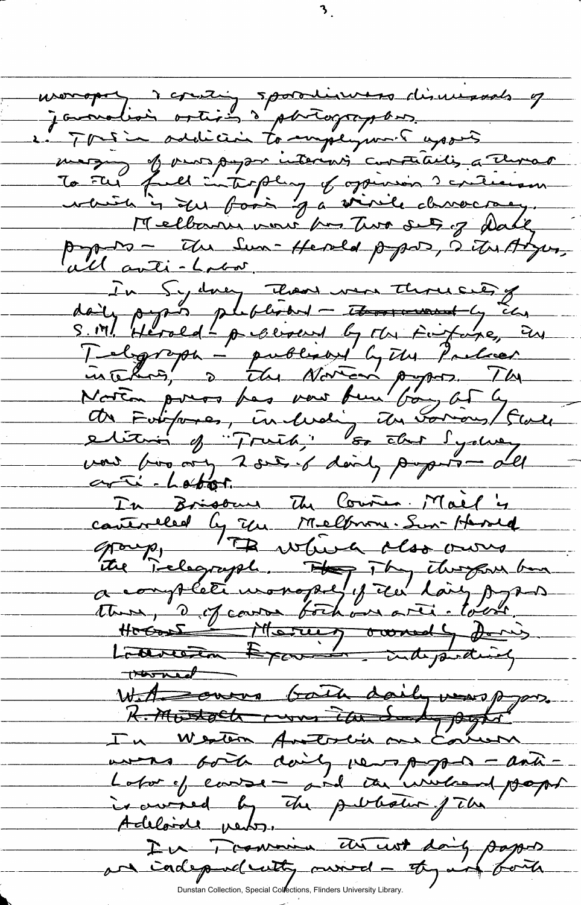monopoly & creating sporadic mass dismissals of journalists, artists & photographers.

2. This in addition to employment aspects of merging of newspaper interests constitutes a threat to the full interplay of opinion & criticism which is the basis of a virile democracy.

Melbourne now has two sets of daily papers – the Sun-Herald papers, & the Argus, all anti-Labor.

In Sydney there were three sets of daily papers published – ~~those owned by the~~ S.M. Herald – published by the Fairfaxes, the Telegraph – published by the Packer interests, & the Norton papers. The Norton press has now been bought by the Fairfaxes, including the various State editions of "Truth," so that Sydney now has only 2 sets of daily papers – all anti-Labor.

In Brisbane the Courier-Mail is controlled by the Melbourne Sun-Herald group, ~~TR~~ which also owns the Telegraph. ~~They~~ They therefore have a complete monopoly of the daily papers there, & of course both are anti-Labor.

~~Hobart – Mercury owned by Davis.~~
~~Launceston Examiner – independently owned~~

~~W.A. owns both daily newspapers.~~
~~R. Murdoch owns the Sunday paper~~

In Western Australia one concern owns both daily newspapers – anti-Labor of course – and the weekend paper is owned by the publisher of the Adelaide News.

In Tasmania the two daily papers are independently owned – they are both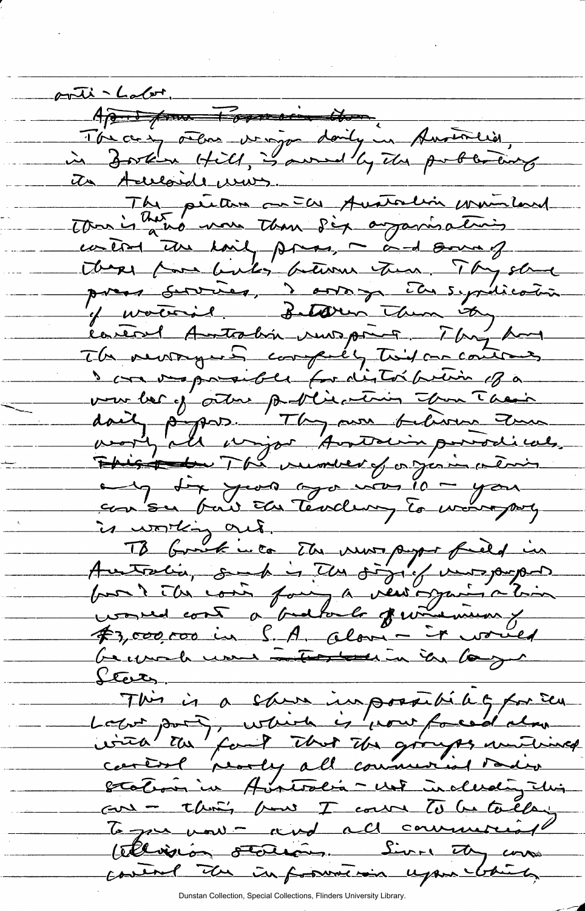anti-Labor.

~~Apart from Tasmania then~~

The only other major daily in Australia, in Broken Hill, is owned by the publishers of the Adelaide News.

The picture on the Australian mainland then is that no more than six organisations control the daily press, – and some of these have links between them. They share press services, & arrange the syndication of material. Between them they control Australian newsprint. They have the newsagents completely tied on contracts & are responsible for distribution of a number of other publications than their daily papers. They own between them nearly all major Australian periodicals. ~~This~~ The number of organisations only six years ago was 10 – you can see how the tendency to monopoly is working out.

To break into the newspaper field in Australia, such is the size of newspapers & the costs facing a new organisation would cost a bedrock of minimum of £3,000,000 in S.A. alone – it would be much more ~~~~ in the larger States.

This is a sheer impossibility for the Labor party, which is now faced also with the fact that the groups mentioned control nearly all commercial radio stations in Australia – not including this one – that's how I come to be talking to you now – and all commercial television stations. Since they can control the information upon which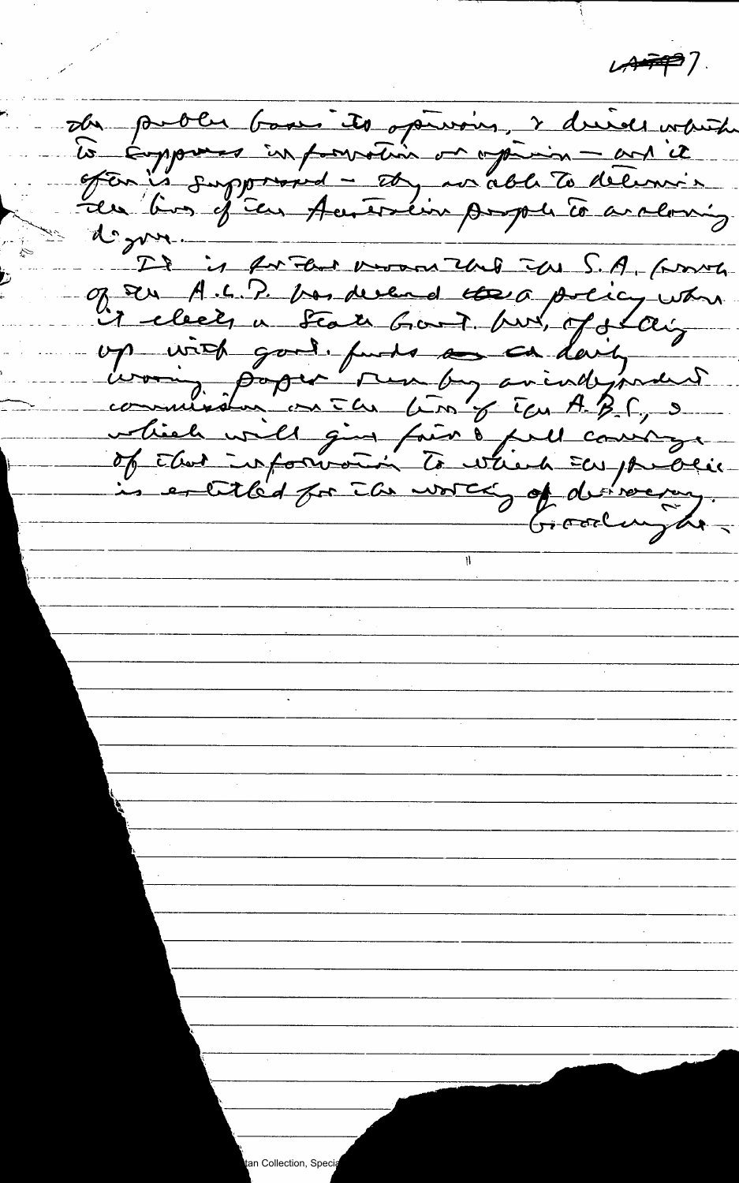the public bases its opinions, & decides which to suppress information or opinion — and it often is suppressed — they are able to determine the lines of the Australian people to an alarming degree.

It is for that reason that the S.A. branch of the A.L.P. has devised this policy when it elects a State Govt. here, of setting up with govt. funds an daily morning paper run by an independent commission on the lines of the A.B.C., which will give fair & full coverage of that information to which the public is entitled for the working of democracy.

Goodnight.